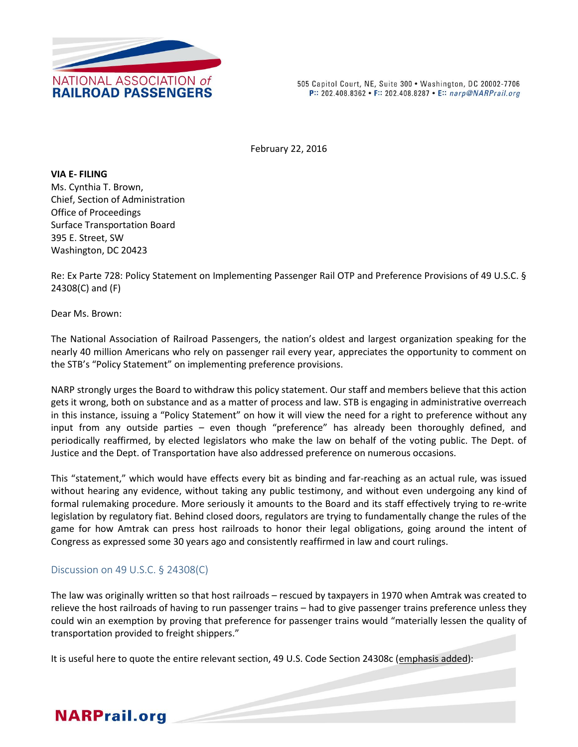NATIONAL ASSOCIATION *of* **RAILROAD PASSENGERS**

505 Capitol Court, NE, Suite 300 • Washington, DC 20002-7706
**P::** 202.408.8362 • **F::** 202.408.8287 • **E::** *narp@NARPrail.org*

February 22, 2016

**VIA E- FILING**
Ms. Cynthia T. Brown,
Chief, Section of Administration
Office of Proceedings
Surface Transportation Board
395 E. Street, SW
Washington, DC 20423

Re: Ex Parte 728: Policy Statement on Implementing Passenger Rail OTP and Preference Provisions of 49 U.S.C. § 24308(C) and (F)

Dear Ms. Brown:

The National Association of Railroad Passengers, the nation's oldest and largest organization speaking for the nearly 40 million Americans who rely on passenger rail every year, appreciates the opportunity to comment on the STB's "Policy Statement" on implementing preference provisions.

NARP strongly urges the Board to withdraw this policy statement. Our staff and members believe that this action gets it wrong, both on substance and as a matter of process and law. STB is engaging in administrative overreach in this instance, issuing a "Policy Statement" on how it will view the need for a right to preference without any input from any outside parties – even though "preference" has already been thoroughly defined, and periodically reaffirmed, by elected legislators who make the law on behalf of the voting public. The Dept. of Justice and the Dept. of Transportation have also addressed preference on numerous occasions.

This "statement," which would have effects every bit as binding and far-reaching as an actual rule, was issued without hearing any evidence, without taking any public testimony, and without even undergoing any kind of formal rulemaking procedure. More seriously it amounts to the Board and its staff effectively trying to re-write legislation by regulatory fiat. Behind closed doors, regulators are trying to fundamentally change the rules of the game for how Amtrak can press host railroads to honor their legal obligations, going around the intent of Congress as expressed some 30 years ago and consistently reaffirmed in law and court rulings.

## Discussion on 49 U.S.C. § 24308(C)

The law was originally written so that host railroads – rescued by taxpayers in 1970 when Amtrak was created to relieve the host railroads of having to run passenger trains – had to give passenger trains preference unless they could win an exemption by proving that preference for passenger trains would "materially lessen the quality of transportation provided to freight shippers."

It is useful here to quote the entire relevant section, 49 U.S. Code Section 24308c (emphasis added):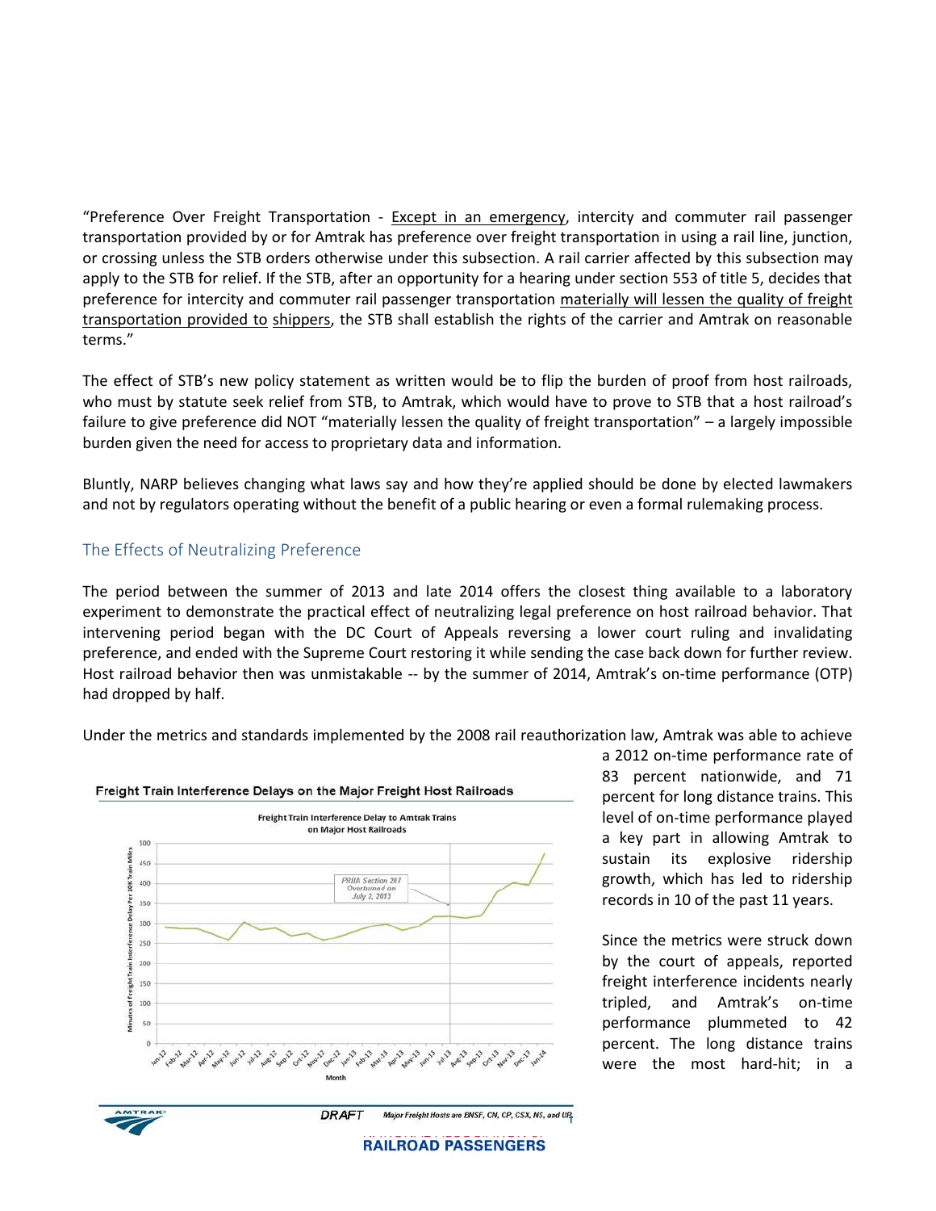"Preference Over Freight Transportation - Except in an emergency, intercity and commuter rail passenger transportation provided by or for Amtrak has preference over freight transportation in using a rail line, junction, or crossing unless the STB orders otherwise under this subsection. A rail carrier affected by this subsection may apply to the STB for relief. If the STB, after an opportunity for a hearing under section 553 of title 5, decides that preference for intercity and commuter rail passenger transportation materially will lessen the quality of freight transportation provided to shippers, the STB shall establish the rights of the carrier and Amtrak on reasonable terms."

The effect of STB's new policy statement as written would be to flip the burden of proof from host railroads, who must by statute seek relief from STB, to Amtrak, which would have to prove to STB that a host railroad's failure to give preference did NOT "materially lessen the quality of freight transportation" – a largely impossible burden given the need for access to proprietary data and information.

Bluntly, NARP believes changing what laws say and how they're applied should be done by elected lawmakers and not by regulators operating without the benefit of a public hearing or even a formal rulemaking process.

## The Effects of Neutralizing Preference

The period between the summer of 2013 and late 2014 offers the closest thing available to a laboratory experiment to demonstrate the practical effect of neutralizing legal preference on host railroad behavior. That intervening period began with the DC Court of Appeals reversing a lower court ruling and invalidating preference, and ended with the Supreme Court restoring it while sending the case back down for further review. Host railroad behavior then was unmistakable -- by the summer of 2014, Amtrak's on-time performance (OTP) had dropped by half.

Under the metrics and standards implemented by the 2008 rail reauthorization law, Amtrak was able to achieve a 2012 on-time performance rate of 83 percent nationwide, and 71 percent for long distance trains. This level of on-time performance played a key part in allowing Amtrak to sustain its explosive ridership growth, which has led to ridership records in 10 of the past 11 years.

Since the metrics were struck down by the court of appeals, reported freight interference incidents nearly tripled, and Amtrak's on-time performance plummeted to 42 percent. The long distance trains were the most hard-hit; in a

**Freight Train Interference Delays on the Major Freight Host Railroads**

Freight Train Interference Delay to Amtrak Trains on Major Host Railroads

PRIIA Section 207 Overturned on July 2, 2013

DRAFT — Major Freight Hosts are BNSF, CN, CP, CSX, NS, and UP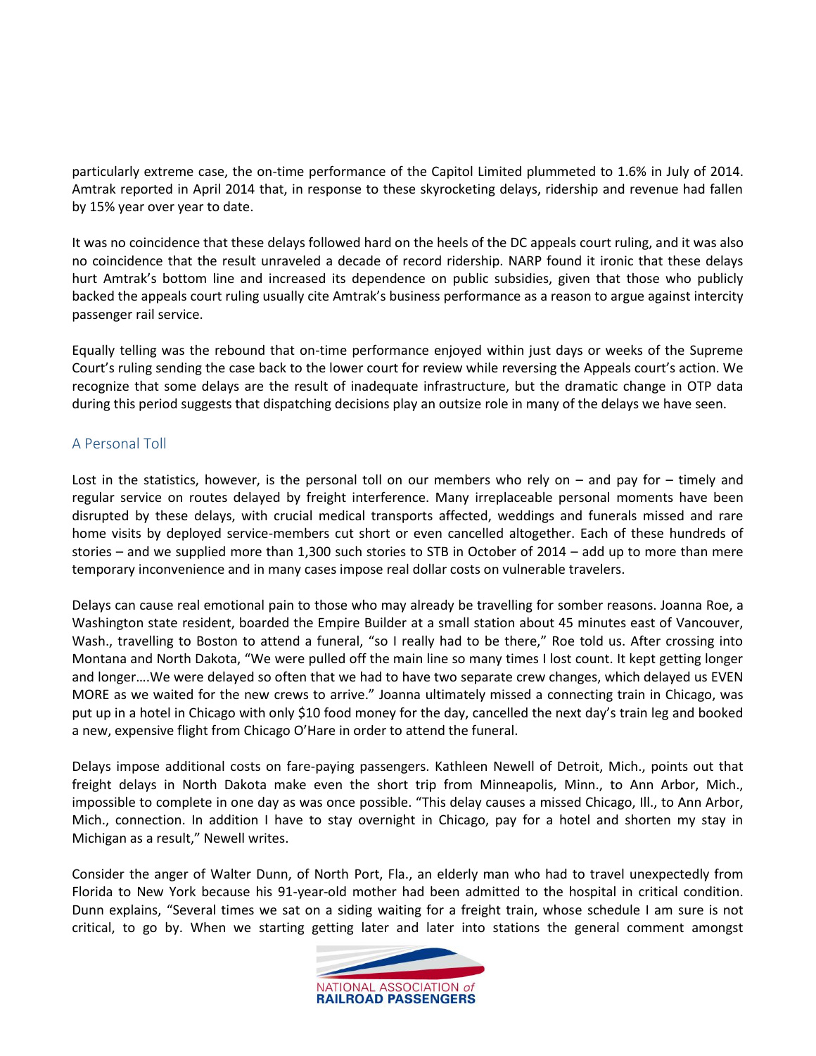particularly extreme case, the on-time performance of the Capitol Limited plummeted to 1.6% in July of 2014. Amtrak reported in April 2014 that, in response to these skyrocketing delays, ridership and revenue had fallen by 15% year over year to date.

It was no coincidence that these delays followed hard on the heels of the DC appeals court ruling, and it was also no coincidence that the result unraveled a decade of record ridership. NARP found it ironic that these delays hurt Amtrak's bottom line and increased its dependence on public subsidies, given that those who publicly backed the appeals court ruling usually cite Amtrak's business performance as a reason to argue against intercity passenger rail service.

Equally telling was the rebound that on-time performance enjoyed within just days or weeks of the Supreme Court's ruling sending the case back to the lower court for review while reversing the Appeals court's action. We recognize that some delays are the result of inadequate infrastructure, but the dramatic change in OTP data during this period suggests that dispatching decisions play an outsize role in many of the delays we have seen.

## A Personal Toll

Lost in the statistics, however, is the personal toll on our members who rely on – and pay for – timely and regular service on routes delayed by freight interference. Many irreplaceable personal moments have been disrupted by these delays, with crucial medical transports affected, weddings and funerals missed and rare home visits by deployed service-members cut short or even cancelled altogether. Each of these hundreds of stories – and we supplied more than 1,300 such stories to STB in October of 2014 – add up to more than mere temporary inconvenience and in many cases impose real dollar costs on vulnerable travelers.

Delays can cause real emotional pain to those who may already be travelling for somber reasons. Joanna Roe, a Washington state resident, boarded the Empire Builder at a small station about 45 minutes east of Vancouver, Wash., travelling to Boston to attend a funeral, "so I really had to be there," Roe told us. After crossing into Montana and North Dakota, "We were pulled off the main line so many times I lost count. It kept getting longer and longer….We were delayed so often that we had to have two separate crew changes, which delayed us EVEN MORE as we waited for the new crews to arrive." Joanna ultimately missed a connecting train in Chicago, was put up in a hotel in Chicago with only $10 food money for the day, cancelled the next day's train leg and booked a new, expensive flight from Chicago O'Hare in order to attend the funeral.

Delays impose additional costs on fare-paying passengers. Kathleen Newell of Detroit, Mich., points out that freight delays in North Dakota make even the short trip from Minneapolis, Minn., to Ann Arbor, Mich., impossible to complete in one day as was once possible. "This delay causes a missed Chicago, Ill., to Ann Arbor, Mich., connection. In addition I have to stay overnight in Chicago, pay for a hotel and shorten my stay in Michigan as a result," Newell writes.

Consider the anger of Walter Dunn, of North Port, Fla., an elderly man who had to travel unexpectedly from Florida to New York because his 91-year-old mother had been admitted to the hospital in critical condition. Dunn explains, "Several times we sat on a siding waiting for a freight train, whose schedule I am sure is not critical, to go by. When we starting getting later and later into stations the general comment amongst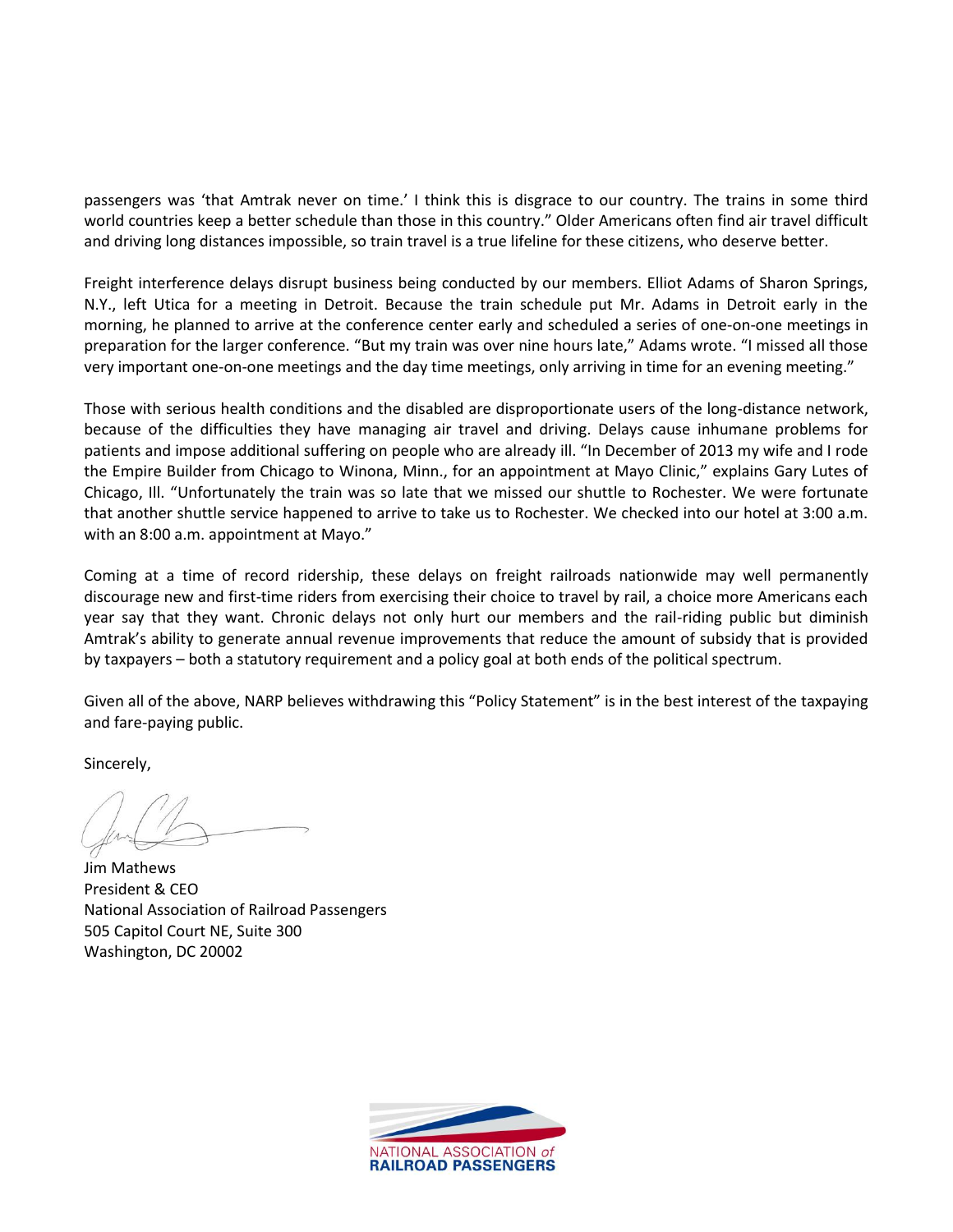passengers was 'that Amtrak never on time.' I think this is disgrace to our country. The trains in some third world countries keep a better schedule than those in this country." Older Americans often find air travel difficult and driving long distances impossible, so train travel is a true lifeline for these citizens, who deserve better.

Freight interference delays disrupt business being conducted by our members. Elliot Adams of Sharon Springs, N.Y., left Utica for a meeting in Detroit. Because the train schedule put Mr. Adams in Detroit early in the morning, he planned to arrive at the conference center early and scheduled a series of one-on-one meetings in preparation for the larger conference. "But my train was over nine hours late," Adams wrote. "I missed all those very important one-on-one meetings and the day time meetings, only arriving in time for an evening meeting."

Those with serious health conditions and the disabled are disproportionate users of the long-distance network, because of the difficulties they have managing air travel and driving. Delays cause inhumane problems for patients and impose additional suffering on people who are already ill. "In December of 2013 my wife and I rode the Empire Builder from Chicago to Winona, Minn., for an appointment at Mayo Clinic," explains Gary Lutes of Chicago, Ill. "Unfortunately the train was so late that we missed our shuttle to Rochester. We were fortunate that another shuttle service happened to arrive to take us to Rochester. We checked into our hotel at 3:00 a.m. with an 8:00 a.m. appointment at Mayo."

Coming at a time of record ridership, these delays on freight railroads nationwide may well permanently discourage new and first-time riders from exercising their choice to travel by rail, a choice more Americans each year say that they want. Chronic delays not only hurt our members and the rail-riding public but diminish Amtrak's ability to generate annual revenue improvements that reduce the amount of subsidy that is provided by taxpayers – both a statutory requirement and a policy goal at both ends of the political spectrum.

Given all of the above, NARP believes withdrawing this "Policy Statement" is in the best interest of the taxpaying and fare-paying public.

Sincerely,

Jim Mathews
President & CEO
National Association of Railroad Passengers
505 Capitol Court NE, Suite 300
Washington, DC 20002

NATIONAL ASSOCIATION *of*
**RAILROAD PASSENGERS**